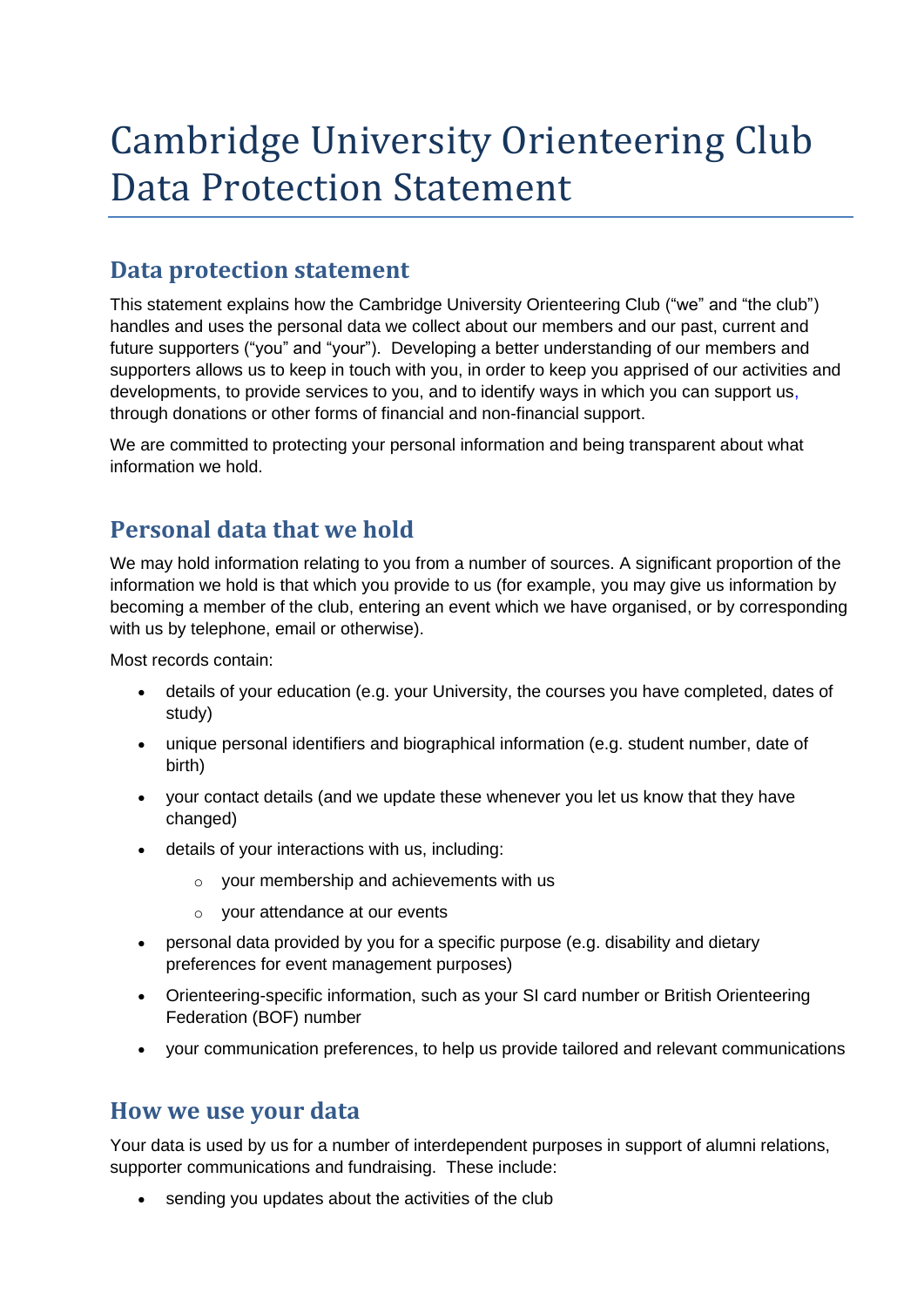# Cambridge University Orienteering Club Data Protection Statement

## Data protection statement

This statement explains how the Cambridge University Orienteering Club ("we" and "the club") handles and uses the personal data we collect about our members and our past, current and future supporters ("you" and "your"). Developing a better understanding of our members and supporters allows us to keep in touch with you, in order to keep you apprised of our activities and developments, to provide services to you, and to identify ways in which you can support us, through donations or other forms of financial and non-financial support.

We are committed to protecting your personal information and being transparent about what information we hold.

## Personal data that we hold

We may hold information relating to you from a number of sources. A significant proportion of the information we hold is that which you provide to us (for example, you may give us information by becoming a member of the club, entering an event which we have organised, or by corresponding with us by telephone, email or otherwise).

Most records contain:

- details of your education (e.g. your University, the courses you have completed, dates of study)
- unique personal identifiers and biographical information (e.g. student number, date of birth)
- your contact details (and we update these whenever you let us know that they have changed)
- details of your interactions with us, including:
  - your membership and achievements with us
  - your attendance at our events
- personal data provided by you for a specific purpose (e.g. disability and dietary preferences for event management purposes)
- Orienteering-specific information, such as your SI card number or British Orienteering Federation (BOF) number
- your communication preferences, to help us provide tailored and relevant communications

## How we use your data

Your data is used by us for a number of interdependent purposes in support of alumni relations, supporter communications and fundraising. These include:

- sending you updates about the activities of the club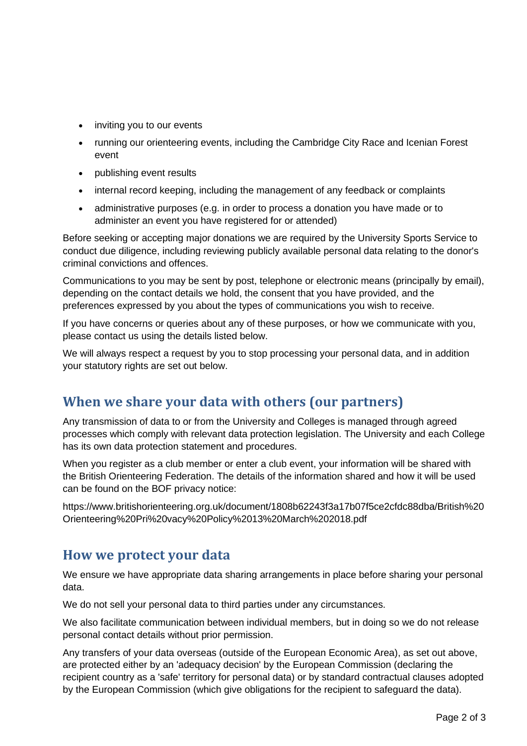- inviting you to our events
- running our orienteering events, including the Cambridge City Race and Icenian Forest event
- publishing event results
- internal record keeping, including the management of any feedback or complaints
- administrative purposes (e.g. in order to process a donation you have made or to administer an event you have registered for or attended)

Before seeking or accepting major donations we are required by the University Sports Service to conduct due diligence, including reviewing publicly available personal data relating to the donor's criminal convictions and offences.

Communications to you may be sent by post, telephone or electronic means (principally by email), depending on the contact details we hold, the consent that you have provided, and the preferences expressed by you about the types of communications you wish to receive.

If you have concerns or queries about any of these purposes, or how we communicate with you, please contact us using the details listed below.

We will always respect a request by you to stop processing your personal data, and in addition your statutory rights are set out below.

## When we share your data with others (our partners)

Any transmission of data to or from the University and Colleges is managed through agreed processes which comply with relevant data protection legislation. The University and each College has its own data protection statement and procedures.

When you register as a club member or enter a club event, your information will be shared with the British Orienteering Federation. The details of the information shared and how it will be used can be found on the BOF privacy notice:

https://www.britishorienteering.org.uk/document/1808b62243f3a17b07f5ce2cfdc88dba/British%20Orienteering%20Pri%20vacy%20Policy%2013%20March%202018.pdf

## How we protect your data

We ensure we have appropriate data sharing arrangements in place before sharing your personal data.

We do not sell your personal data to third parties under any circumstances.

We also facilitate communication between individual members, but in doing so we do not release personal contact details without prior permission.

Any transfers of your data overseas (outside of the European Economic Area), as set out above, are protected either by an 'adequacy decision' by the European Commission (declaring the recipient country as a 'safe' territory for personal data) or by standard contractual clauses adopted by the European Commission (which give obligations for the recipient to safeguard the data).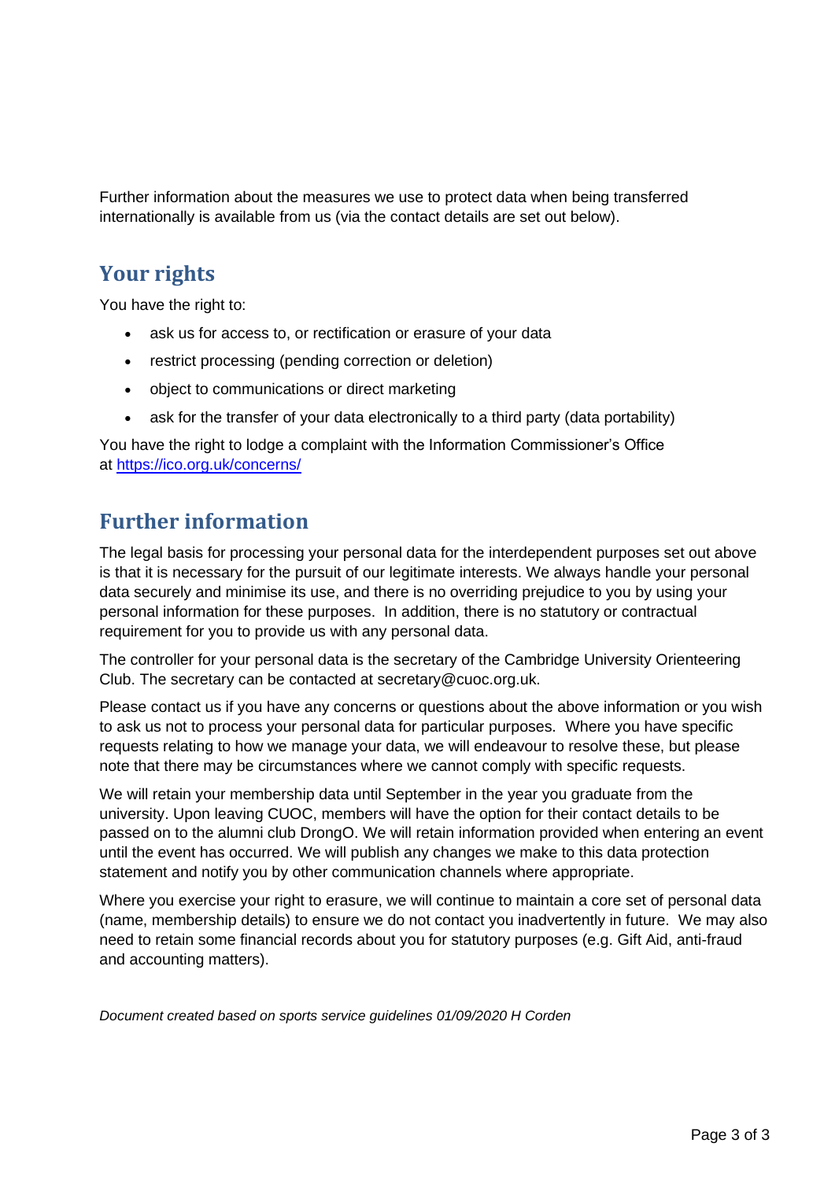Further information about the measures we use to protect data when being transferred internationally is available from us (via the contact details are set out below).

## Your rights

You have the right to:

- ask us for access to, or rectification or erasure of your data
- restrict processing (pending correction or deletion)
- object to communications or direct marketing
- ask for the transfer of your data electronically to a third party (data portability)

You have the right to lodge a complaint with the Information Commissioner's Office at https://ico.org.uk/concerns/

## Further information

The legal basis for processing your personal data for the interdependent purposes set out above is that it is necessary for the pursuit of our legitimate interests. We always handle your personal data securely and minimise its use, and there is no overriding prejudice to you by using your personal information for these purposes. In addition, there is no statutory or contractual requirement for you to provide us with any personal data.

The controller for your personal data is the secretary of the Cambridge University Orienteering Club. The secretary can be contacted at secretary@cuoc.org.uk.

Please contact us if you have any concerns or questions about the above information or you wish to ask us not to process your personal data for particular purposes. Where you have specific requests relating to how we manage your data, we will endeavour to resolve these, but please note that there may be circumstances where we cannot comply with specific requests.

We will retain your membership data until September in the year you graduate from the university. Upon leaving CUOC, members will have the option for their contact details to be passed on to the alumni club DrongO. We will retain information provided when entering an event until the event has occurred. We will publish any changes we make to this data protection statement and notify you by other communication channels where appropriate.

Where you exercise your right to erasure, we will continue to maintain a core set of personal data (name, membership details) to ensure we do not contact you inadvertently in future. We may also need to retain some financial records about you for statutory purposes (e.g. Gift Aid, anti-fraud and accounting matters).

*Document created based on sports service guidelines 01/09/2020 H Corden*